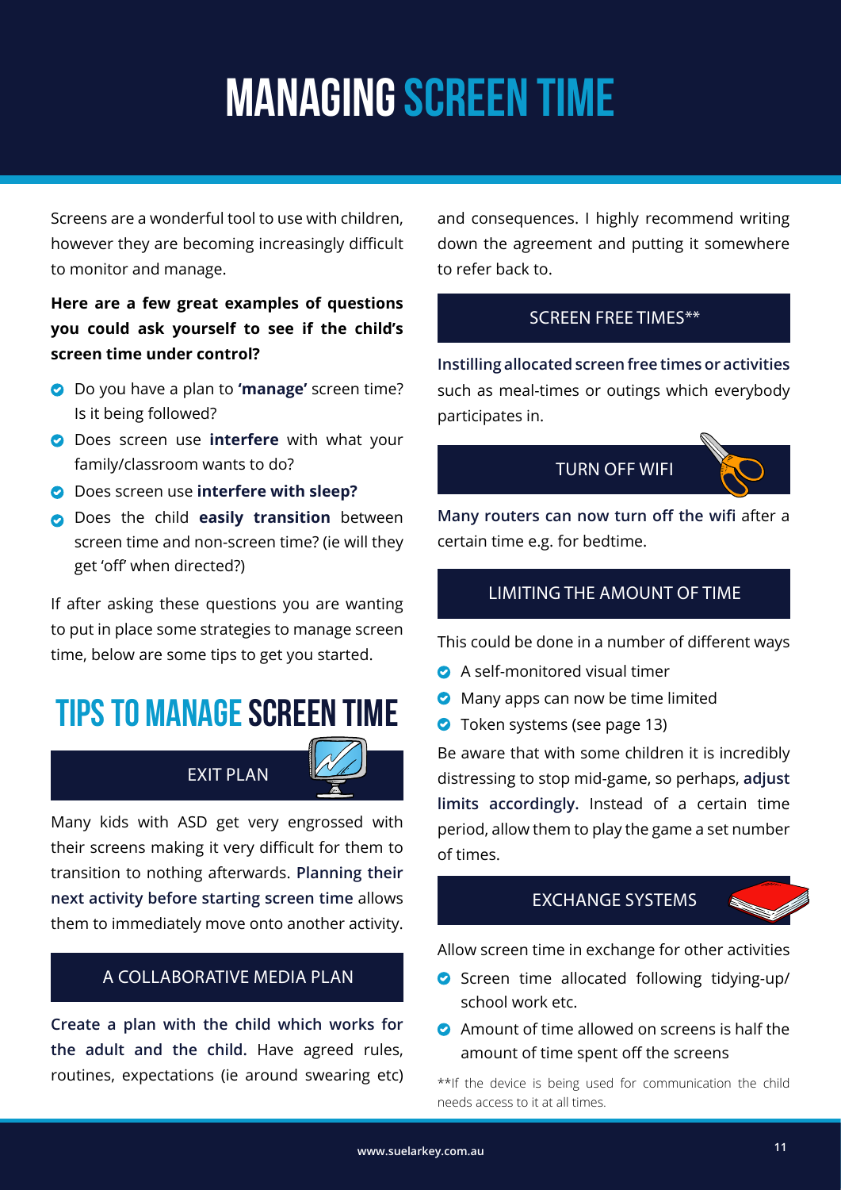# MANAGING SCREEN TIME

Screens are a wonderful tool to use with children, however they are becoming increasingly difficult to monitor and manage.

**Here are a few great examples of questions you could ask yourself to see if the child's screen time under control?**

- Do you have a plan to **'manage'** screen time? Is it being followed?
- Does screen use **interfere** with what your family/classroom wants to do?
- Does screen use **interfere with sleep?**
- Does the child **easily transition** between screen time and non-screen time? (ie will they get 'off' when directed?)

If after asking these questions you are wanting to put in place some strategies to manage screen time, below are some tips to get you started.

## TIPS TO MANAGE SCREEN TIME

### EXIT PLAN

Many kids with ASD get very engrossed with their screens making it very difficult for them to transition to nothing afterwards. **Planning their next activity before starting screen time** allows them to immediately move onto another activity.

### A COLLABORATIVE MEDIA PLAN

**Create a plan with the child which works for the adult and the child.** Have agreed rules, routines, expectations (ie around swearing etc) and consequences. I highly recommend writing down the agreement and putting it somewhere to refer back to.

### SCREEN FREE TIMES**

**Instilling allocated screen free times or activities** such as meal-times or outings which everybody participates in.

### TURN OFF WIFI

**Many routers can now turn off the wifi** after a certain time e.g. for bedtime.

### LIMITING THE AMOUNT OF TIME

This could be done in a number of different ways

- A self-monitored visual timer
- Many apps can now be time limited
- Token systems (see page 13)

Be aware that with some children it is incredibly distressing to stop mid-game, so perhaps, **adjust limits accordingly.** Instead of a certain time period, allow them to play the game a set number of times.

### EXCHANGE SYSTEMS

Allow screen time in exchange for other activities

- Screen time allocated following tidying-up/ school work etc.
- Amount of time allowed on screens is half the amount of time spent off the screens

**If the device is being used for communication the child needs access to it at all times.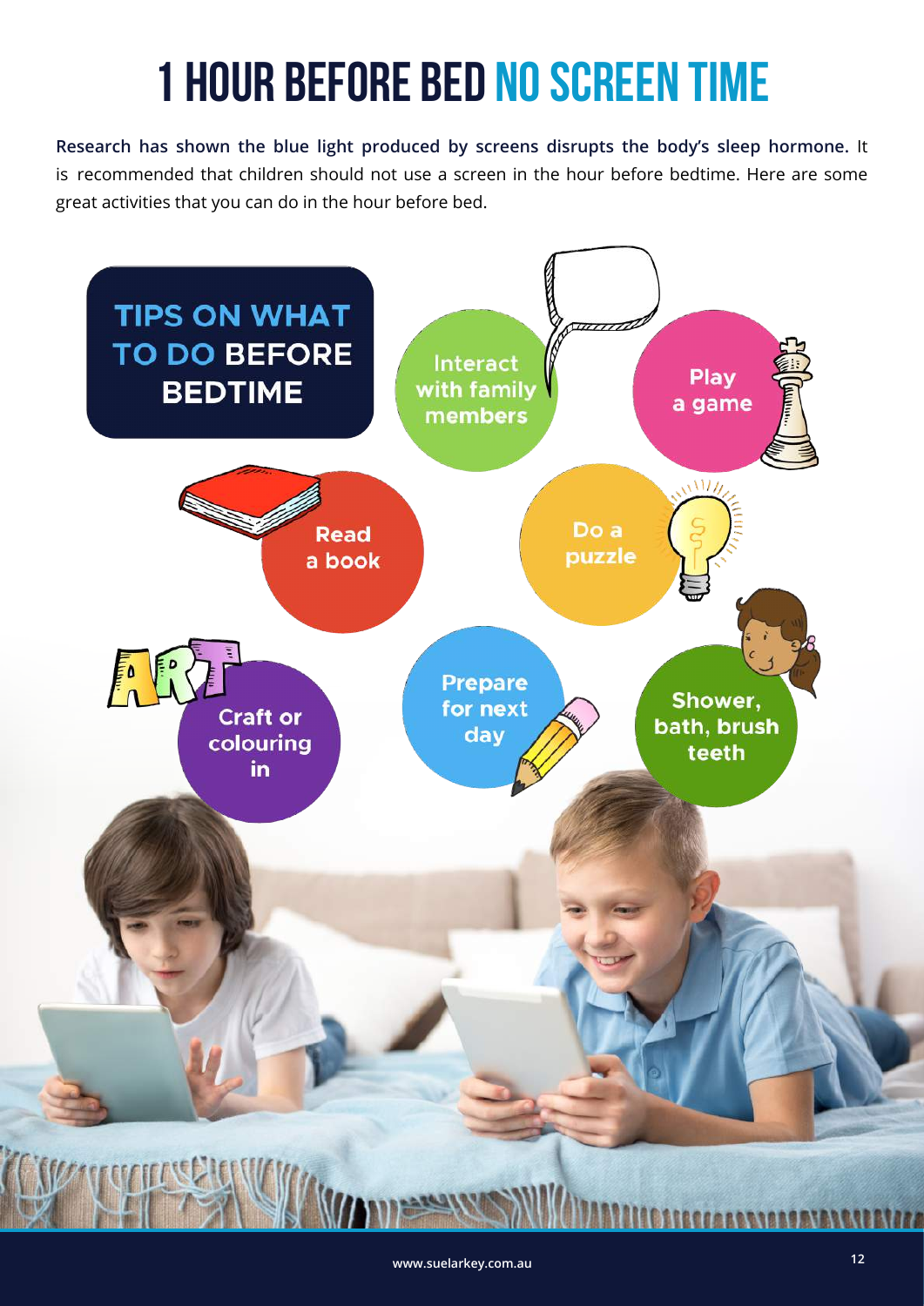# 1 HOUR BEFORE BED NO SCREEN TIME

**Research has shown the blue light produced by screens disrupts the body's sleep hormone.** It is recommended that children should not use a screen in the hour before bedtime. Here are some great activities that you can do in the hour before bed.

## TIPS ON WHAT TO DO BEFORE BEDTIME

- Interact with family members
- Play a game
- Read a book
- Do a puzzle
- Craft or colouring in
- Prepare for next day
- Shower, bath, brush teeth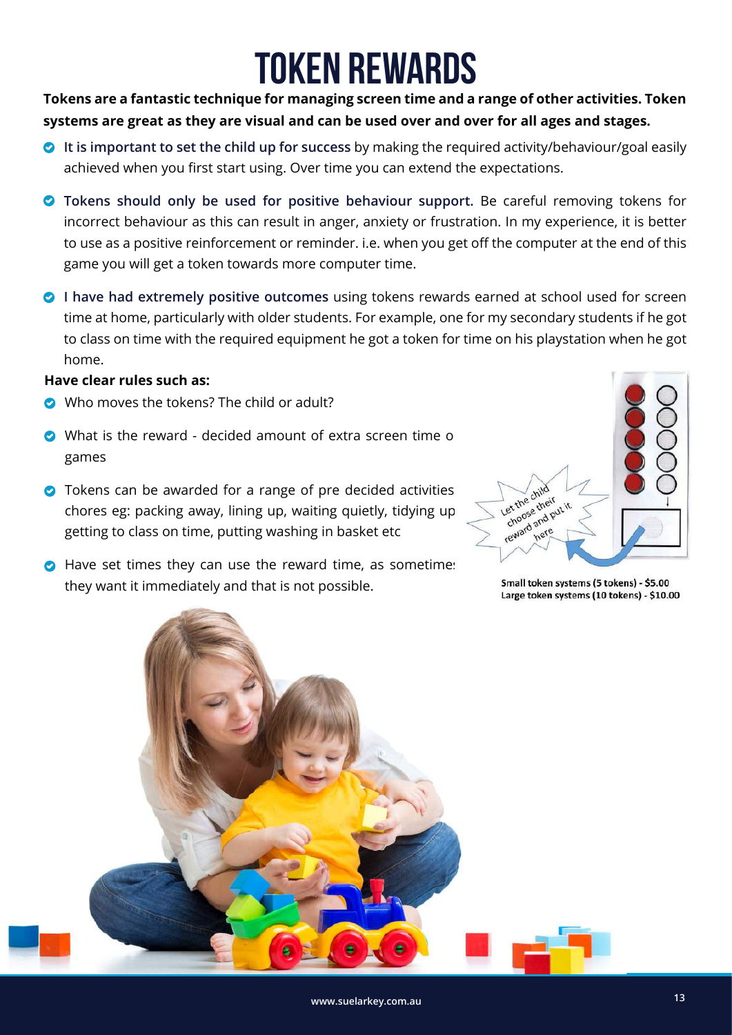# TOKEN REWARDS

**Tokens are a fantastic technique for managing screen time and a range of other activities. Token systems are great as they are visual and can be used over and over for all ages and stages.**

- **It is important to set the child up for success** by making the required activity/behaviour/goal easily achieved when you first start using. Over time you can extend the expectations.
- **Tokens should only be used for positive behaviour support.** Be careful removing tokens for incorrect behaviour as this can result in anger, anxiety or frustration. In my experience, it is better to use as a positive reinforcement or reminder. i.e. when you get off the computer at the end of this game you will get a token towards more computer time.
- **I have had extremely positive outcomes** using tokens rewards earned at school used for screen time at home, particularly with older students. For example, one for my secondary students if he got to class on time with the required equipment he got a token for time on his playstation when he got home.

**Have clear rules such as:**

- Who moves the tokens? The child or adult?
- What is the reward - decided amount of extra screen time o games
- Tokens can be awarded for a range of pre decided activities chores eg: packing away, lining up, waiting quietly, tidying up getting to class on time, putting washing in basket etc
- Have set times they can use the reward time, as sometimes they want it immediately and that is not possible.

Let the child choose their reward and put it here

Small token systems (5 tokens) - $5.00
Large token systems (10 tokens) - $10.00